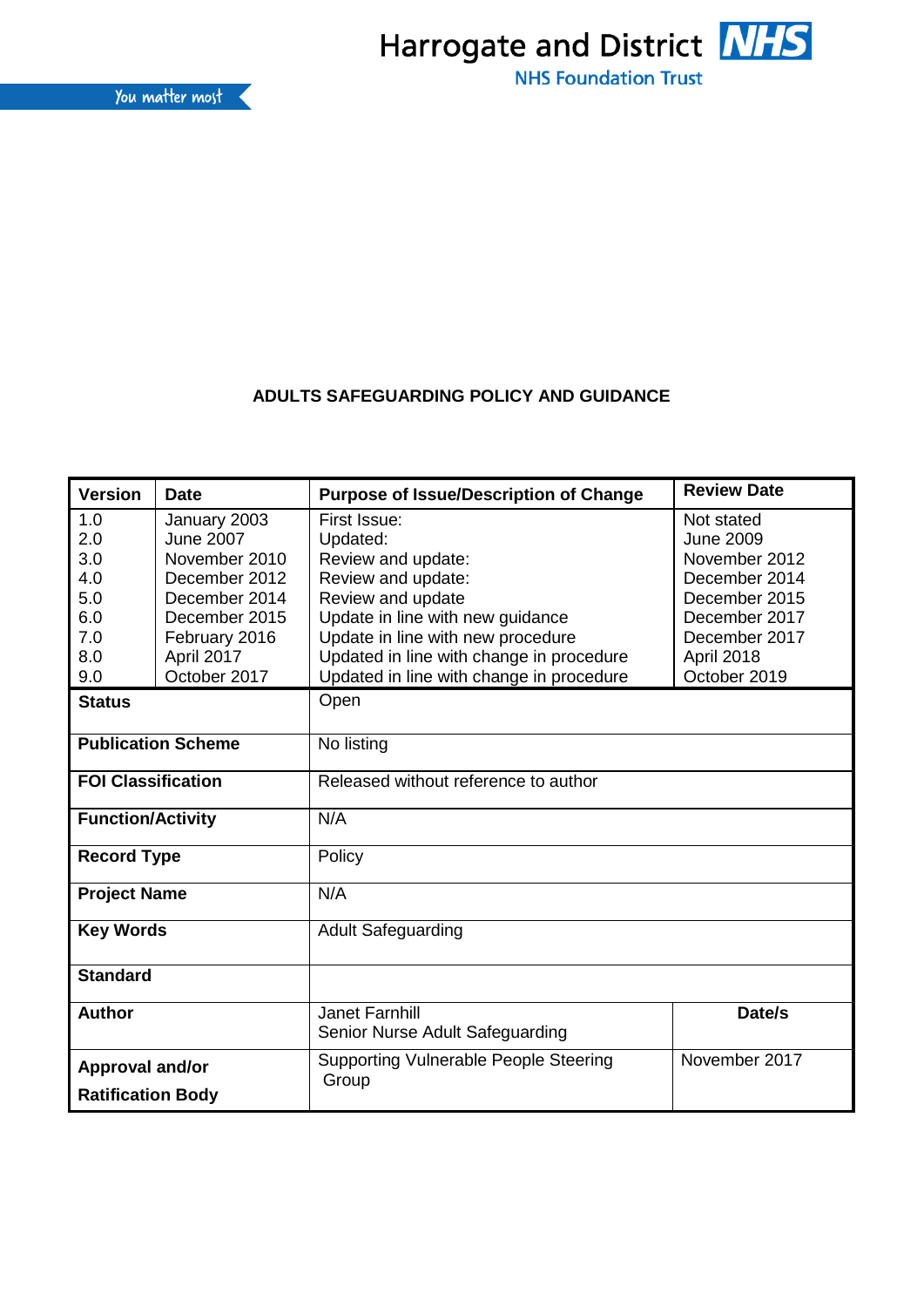Harrogate and District NHS
NHS Foundation Trust

You matter most

# ADULTS SAFEGUARDING POLICY AND GUIDANCE

| Version | Date | Purpose of Issue/Description of Change | Review Date |
|---|---|---|---|
| 1.0 | January 2003 | First Issue: | Not stated |
| 2.0 | June 2007 | Updated: | June 2009 |
| 3.0 | November 2010 | Review and update: | November 2012 |
| 4.0 | December 2012 | Review and update: | December 2014 |
| 5.0 | December 2014 | Review and update | December 2015 |
| 6.0 | December 2015 | Update in line with new guidance | December 2017 |
| 7.0 | February 2016 | Update in line with new procedure | December 2017 |
| 8.0 | April 2017 | Updated in line with change in procedure | April 2018 |
| 9.0 | October 2017 | Updated in line with change in procedure | October 2019 |

| | | |
|---|---|---|
| **Status** | Open | |
| **Publication Scheme** | No listing | |
| **FOI Classification** | Released without reference to author | |
| **Function/Activity** | N/A | |
| **Record Type** | Policy | |
| **Project Name** | N/A | |
| **Key Words** | Adult Safeguarding | |
| **Standard** | | |
| **Author** | Janet Farnhill<br>Senior Nurse Adult Safeguarding | **Date/s** |
| **Approval and/or Ratification Body** | Supporting Vulnerable People Steering Group | November 2017 |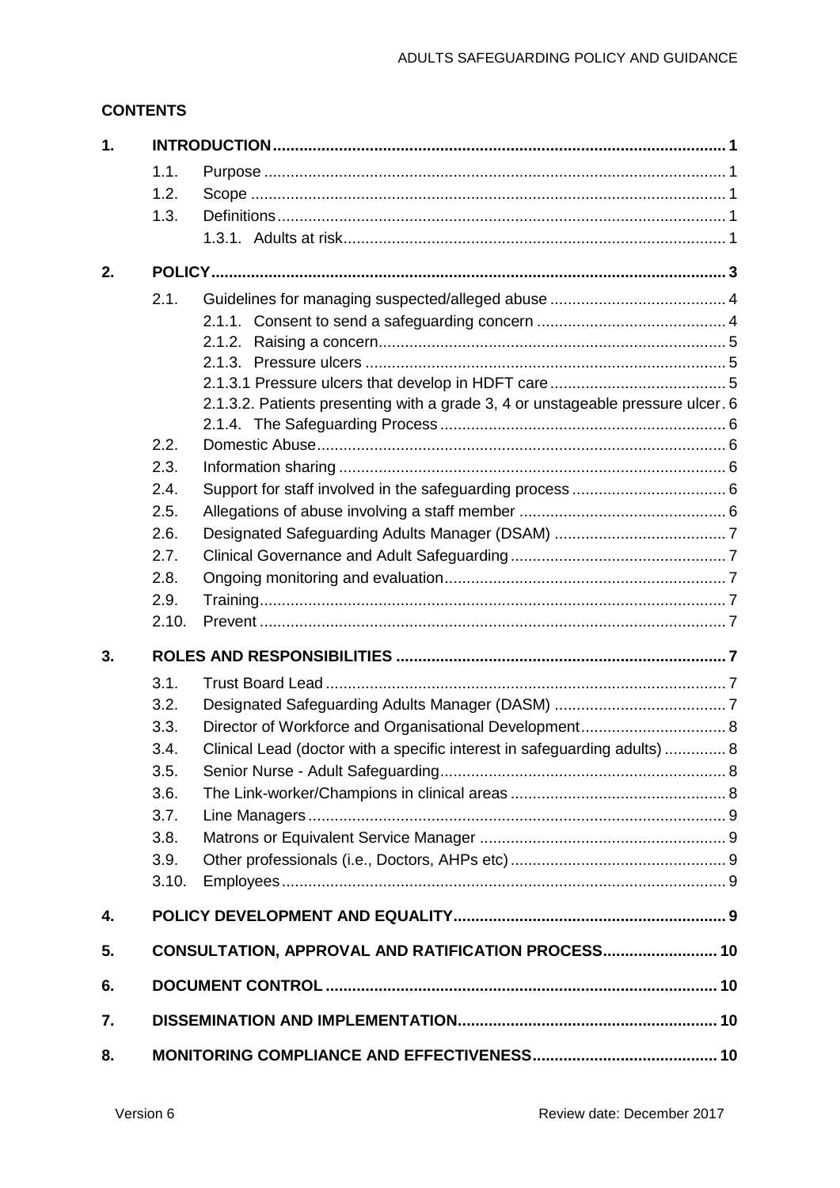## CONTENTS

| | | | |
|---|---|---|---|
| **1.** | **INTRODUCTION** | | **1** |
| | 1.1. | Purpose | 1 |
| | 1.2. | Scope | 1 |
| | 1.3. | Definitions | 1 |
| | | 1.3.1. Adults at risk | 1 |
| **2.** | **POLICY** | | **3** |
| | 2.1. | Guidelines for managing suspected/alleged abuse | 4 |
| | | 2.1.1. Consent to send a safeguarding concern | 4 |
| | | 2.1.2. Raising a concern | 5 |
| | | 2.1.3. Pressure ulcers | 5 |
| | | 2.1.3.1 Pressure ulcers that develop in HDFT care | 5 |
| | | 2.1.3.2. Patients presenting with a grade 3, 4 or unstageable pressure ulcer | 6 |
| | | 2.1.4. The Safeguarding Process | 6 |
| | 2.2. | Domestic Abuse | 6 |
| | 2.3. | Information sharing | 6 |
| | 2.4. | Support for staff involved in the safeguarding process | 6 |
| | 2.5. | Allegations of abuse involving a staff member | 6 |
| | 2.6. | Designated Safeguarding Adults Manager (DSAM) | 7 |
| | 2.7. | Clinical Governance and Adult Safeguarding | 7 |
| | 2.8. | Ongoing monitoring and evaluation | 7 |
| | 2.9. | Training | 7 |
| | 2.10. | Prevent | 7 |
| **3.** | **ROLES AND RESPONSIBILITIES** | | **7** |
| | 3.1. | Trust Board Lead | 7 |
| | 3.2. | Designated Safeguarding Adults Manager (DASM) | 7 |
| | 3.3. | Director of Workforce and Organisational Development | 8 |
| | 3.4. | Clinical Lead (doctor with a specific interest in safeguarding adults) | 8 |
| | 3.5. | Senior Nurse - Adult Safeguarding | 8 |
| | 3.6. | The Link-worker/Champions in clinical areas | 8 |
| | 3.7. | Line Managers | 9 |
| | 3.8. | Matrons or Equivalent Service Manager | 9 |
| | 3.9. | Other professionals (i.e., Doctors, AHPs etc) | 9 |
| | 3.10. | Employees | 9 |
| **4.** | **POLICY DEVELOPMENT AND EQUALITY** | | **9** |
| **5.** | **CONSULTATION, APPROVAL AND RATIFICATION PROCESS** | | **10** |
| **6.** | **DOCUMENT CONTROL** | | **10** |
| **7.** | **DISSEMINATION AND IMPLEMENTATION** | | **10** |
| **8.** | **MONITORING COMPLIANCE AND EFFECTIVENESS** | | **10** |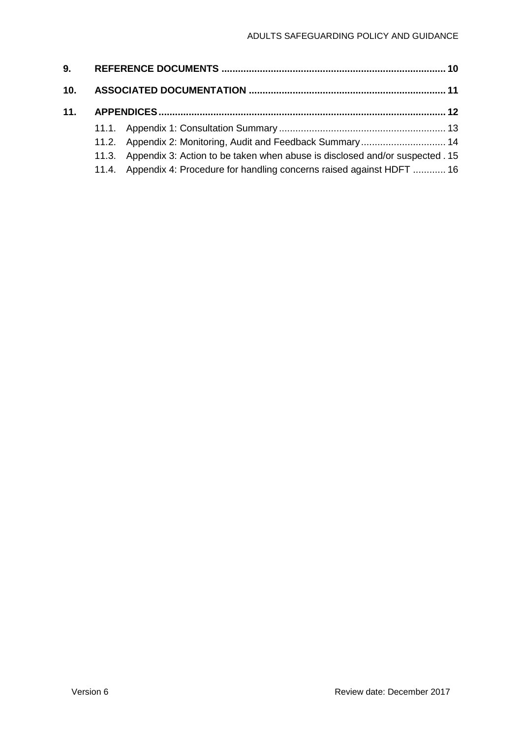**9. REFERENCE DOCUMENTS ........................................................................................ 10**

**10. ASSOCIATED DOCUMENTATION .............................................................................. 11**

**11. APPENDICES ................................................................................................................ 12**

11.1. Appendix 1: Consultation Summary ............................................................ 13

11.2. Appendix 2: Monitoring, Audit and Feedback Summary ............................... 14

11.3. Appendix 3: Action to be taken when abuse is disclosed and/or suspected . 15

11.4. Appendix 4: Procedure for handling concerns raised against HDFT ............ 16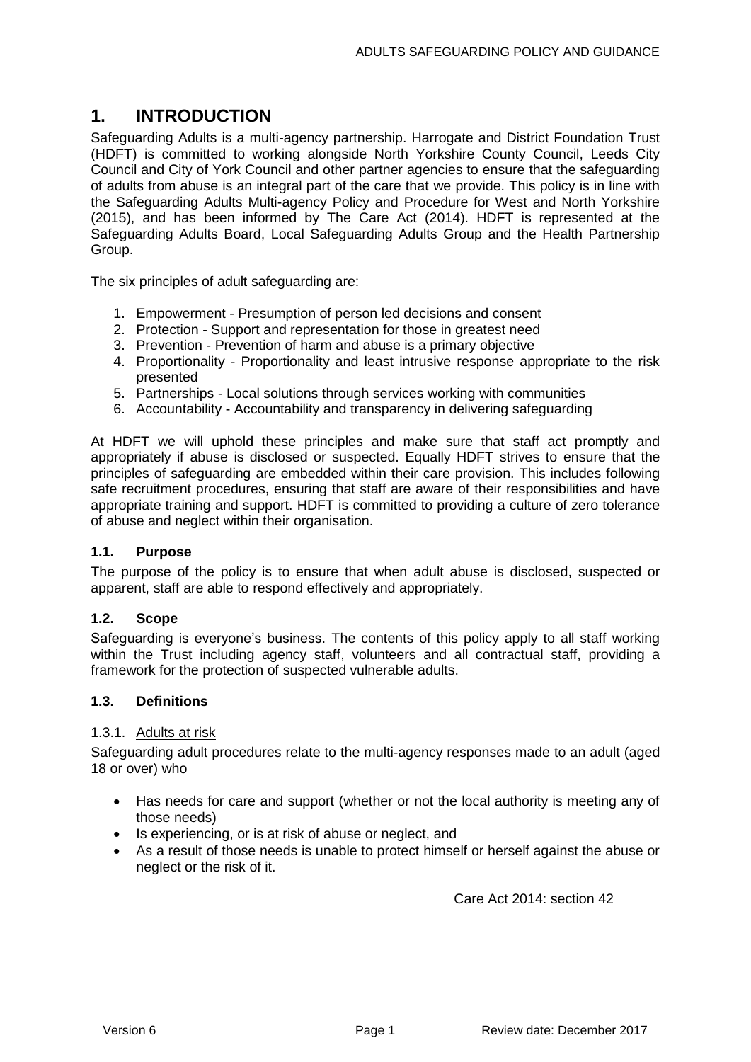# 1. INTRODUCTION

Safeguarding Adults is a multi-agency partnership. Harrogate and District Foundation Trust (HDFT) is committed to working alongside North Yorkshire County Council, Leeds City Council and City of York Council and other partner agencies to ensure that the safeguarding of adults from abuse is an integral part of the care that we provide. This policy is in line with the Safeguarding Adults Multi-agency Policy and Procedure for West and North Yorkshire (2015), and has been informed by The Care Act (2014). HDFT is represented at the Safeguarding Adults Board, Local Safeguarding Adults Group and the Health Partnership Group.

The six principles of adult safeguarding are:

1. Empowerment - Presumption of person led decisions and consent
2. Protection - Support and representation for those in greatest need
3. Prevention - Prevention of harm and abuse is a primary objective
4. Proportionality - Proportionality and least intrusive response appropriate to the risk presented
5. Partnerships - Local solutions through services working with communities
6. Accountability - Accountability and transparency in delivering safeguarding

At HDFT we will uphold these principles and make sure that staff act promptly and appropriately if abuse is disclosed or suspected. Equally HDFT strives to ensure that the principles of safeguarding are embedded within their care provision. This includes following safe recruitment procedures, ensuring that staff are aware of their responsibilities and have appropriate training and support. HDFT is committed to providing a culture of zero tolerance of abuse and neglect within their organisation.

### 1.1. Purpose

The purpose of the policy is to ensure that when adult abuse is disclosed, suspected or apparent, staff are able to respond effectively and appropriately.

### 1.2. Scope

Safeguarding is everyone's business. The contents of this policy apply to all staff working within the Trust including agency staff, volunteers and all contractual staff, providing a framework for the protection of suspected vulnerable adults.

### 1.3. Definitions

#### 1.3.1. Adults at risk

Safeguarding adult procedures relate to the multi-agency responses made to an adult (aged 18 or over) who

- Has needs for care and support (whether or not the local authority is meeting any of those needs)
- Is experiencing, or is at risk of abuse or neglect, and
- As a result of those needs is unable to protect himself or herself against the abuse or neglect or the risk of it.

Care Act 2014: section 42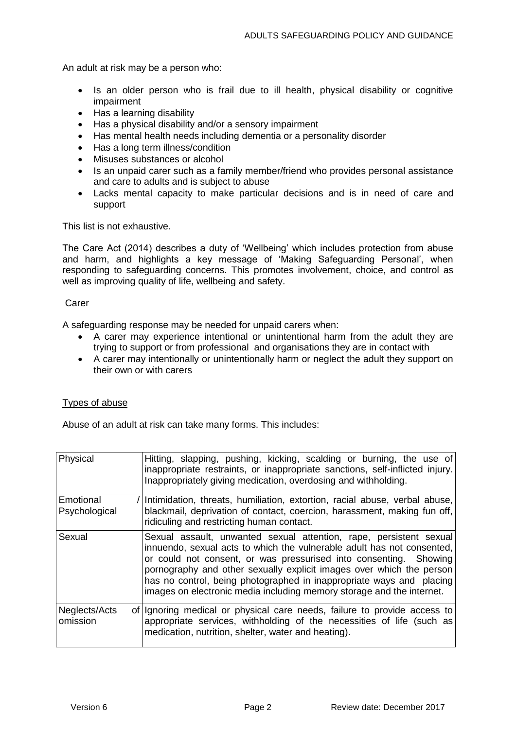An adult at risk may be a person who:

- Is an older person who is frail due to ill health, physical disability or cognitive impairment
- Has a learning disability
- Has a physical disability and/or a sensory impairment
- Has mental health needs including dementia or a personality disorder
- Has a long term illness/condition
- Misuses substances or alcohol
- Is an unpaid carer such as a family member/friend who provides personal assistance and care to adults and is subject to abuse
- Lacks mental capacity to make particular decisions and is in need of care and support

This list is not exhaustive.

The Care Act (2014) describes a duty of 'Wellbeing' which includes protection from abuse and harm, and highlights a key message of 'Making Safeguarding Personal', when responding to safeguarding concerns. This promotes involvement, choice, and control as well as improving quality of life, wellbeing and safety.

Carer

A safeguarding response may be needed for unpaid carers when:

- A carer may experience intentional or unintentional harm from the adult they are trying to support or from professional and organisations they are in contact with
- A carer may intentionally or unintentionally harm or neglect the adult they support on their own or with carers

Types of abuse

Abuse of an adult at risk can take many forms. This includes:

| | |
|---|---|
| Physical | Hitting, slapping, pushing, kicking, scalding or burning, the use of inappropriate restraints, or inappropriate sanctions, self-inflicted injury. Inappropriately giving medication, overdosing and withholding. |
| Emotional / Psychological | Intimidation, threats, humiliation, extortion, racial abuse, verbal abuse, blackmail, deprivation of contact, coercion, harassment, making fun off, ridiculing and restricting human contact. |
| Sexual | Sexual assault, unwanted sexual attention, rape, persistent sexual innuendo, sexual acts to which the vulnerable adult has not consented, or could not consent, or was pressurised into consenting. Showing pornography and other sexually explicit images over which the person has no control, being photographed in inappropriate ways and placing images on electronic media including memory storage and the internet. |
| Neglects/Acts of omission | Ignoring medical or physical care needs, failure to provide access to appropriate services, withholding of the necessities of life (such as medication, nutrition, shelter, water and heating). |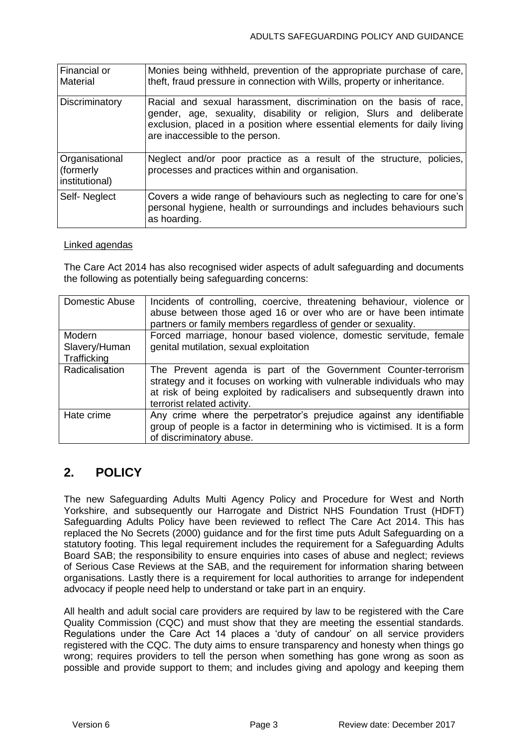| Financial or Material | Monies being withheld, prevention of the appropriate purchase of care, theft, fraud pressure in connection with Wills, property or inheritance. |
|---|---|
| Discriminatory | Racial and sexual harassment, discrimination on the basis of race, gender, age, sexuality, disability or religion, Slurs and deliberate exclusion, placed in a position where essential elements for daily living are inaccessible to the person. |
| Organisational (formerly institutional) | Neglect and/or poor practice as a result of the structure, policies, processes and practices within and organisation. |
| Self- Neglect | Covers a wide range of behaviours such as neglecting to care for one's personal hygiene, health or surroundings and includes behaviours such as hoarding. |

Linked agendas

The Care Act 2014 has also recognised wider aspects of adult safeguarding and documents the following as potentially being safeguarding concerns:

| Domestic Abuse | Incidents of controlling, coercive, threatening behaviour, violence or abuse between those aged 16 or over who are or have been intimate partners or family members regardless of gender or sexuality. |
|---|---|
| Modern Slavery/Human Trafficking | Forced marriage, honour based violence, domestic servitude, female genital mutilation, sexual exploitation |
| Radicalisation | The Prevent agenda is part of the Government Counter-terrorism strategy and it focuses on working with vulnerable individuals who may at risk of being exploited by radicalisers and subsequently drawn into terrorist related activity. |
| Hate crime | Any crime where the perpetrator's prejudice against any identifiable group of people is a factor in determining who is victimised. It is a form of discriminatory abuse. |

## 2. POLICY

The new Safeguarding Adults Multi Agency Policy and Procedure for West and North Yorkshire, and subsequently our Harrogate and District NHS Foundation Trust (HDFT) Safeguarding Adults Policy have been reviewed to reflect The Care Act 2014. This has replaced the No Secrets (2000) guidance and for the first time puts Adult Safeguarding on a statutory footing. This legal requirement includes the requirement for a Safeguarding Adults Board SAB; the responsibility to ensure enquiries into cases of abuse and neglect; reviews of Serious Case Reviews at the SAB, and the requirement for information sharing between organisations. Lastly there is a requirement for local authorities to arrange for independent advocacy if people need help to understand or take part in an enquiry.

All health and adult social care providers are required by law to be registered with the Care Quality Commission (CQC) and must show that they are meeting the essential standards. Regulations under the Care Act 14 places a 'duty of candour' on all service providers registered with the CQC. The duty aims to ensure transparency and honesty when things go wrong; requires providers to tell the person when something has gone wrong as soon as possible and provide support to them; and includes giving and apology and keeping them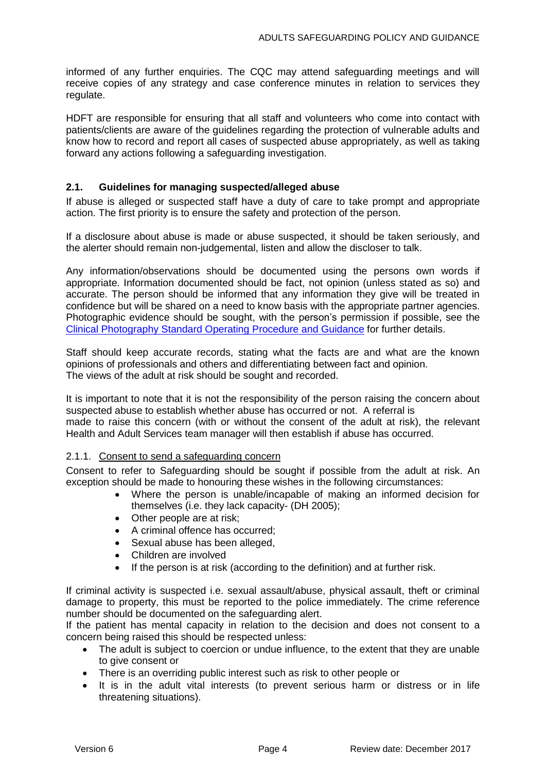informed of any further enquiries. The CQC may attend safeguarding meetings and will receive copies of any strategy and case conference minutes in relation to services they regulate.

HDFT are responsible for ensuring that all staff and volunteers who come into contact with patients/clients are aware of the guidelines regarding the protection of vulnerable adults and know how to record and report all cases of suspected abuse appropriately, as well as taking forward any actions following a safeguarding investigation.

### 2.1. Guidelines for managing suspected/alleged abuse

If abuse is alleged or suspected staff have a duty of care to take prompt and appropriate action. The first priority is to ensure the safety and protection of the person.

If a disclosure about abuse is made or abuse suspected, it should be taken seriously, and the alerter should remain non-judgemental, listen and allow the discloser to talk.

Any information/observations should be documented using the persons own words if appropriate. Information documented should be fact, not opinion (unless stated as so) and accurate. The person should be informed that any information they give will be treated in confidence but will be shared on a need to know basis with the appropriate partner agencies. Photographic evidence should be sought, with the person's permission if possible, see the Clinical Photography Standard Operating Procedure and Guidance for further details.

Staff should keep accurate records, stating what the facts are and what are the known opinions of professionals and others and differentiating between fact and opinion.
The views of the adult at risk should be sought and recorded.

It is important to note that it is not the responsibility of the person raising the concern about suspected abuse to establish whether abuse has occurred or not. A referral is made to raise this concern (with or without the consent of the adult at risk), the relevant Health and Adult Services team manager will then establish if abuse has occurred.

#### 2.1.1. Consent to send a safeguarding concern

Consent to refer to Safeguarding should be sought if possible from the adult at risk. An exception should be made to honouring these wishes in the following circumstances:

- Where the person is unable/incapable of making an informed decision for themselves (i.e. they lack capacity- (DH 2005);
- Other people are at risk;
- A criminal offence has occurred;
- Sexual abuse has been alleged,
- Children are involved
- If the person is at risk (according to the definition) and at further risk.

If criminal activity is suspected i.e. sexual assault/abuse, physical assault, theft or criminal damage to property, this must be reported to the police immediately. The crime reference number should be documented on the safeguarding alert.
If the patient has mental capacity in relation to the decision and does not consent to a concern being raised this should be respected unless:

- The adult is subject to coercion or undue influence, to the extent that they are unable to give consent or
- There is an overriding public interest such as risk to other people or
- It is in the adult vital interests (to prevent serious harm or distress or in life threatening situations).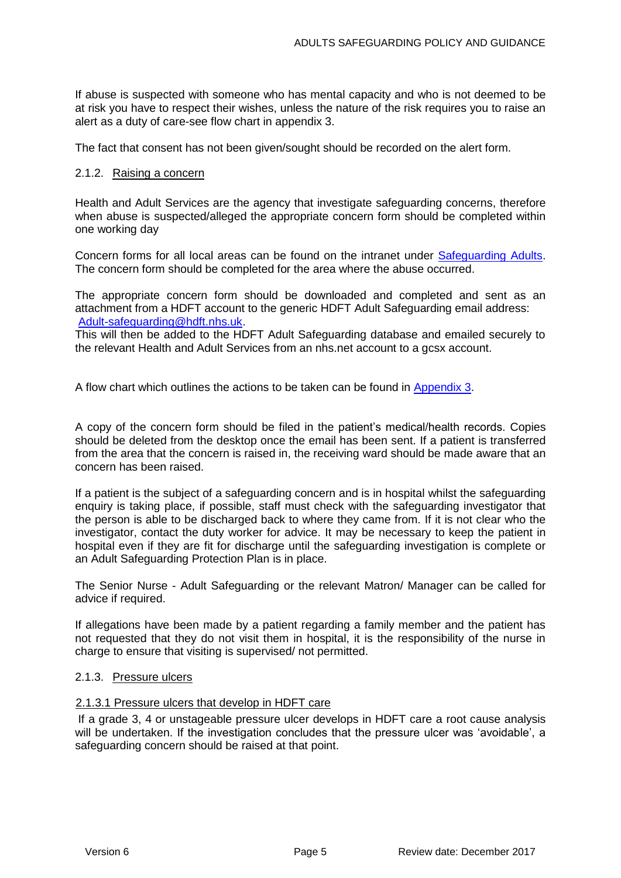If abuse is suspected with someone who has mental capacity and who is not deemed to be at risk you have to respect their wishes, unless the nature of the risk requires you to raise an alert as a duty of care-see flow chart in appendix 3.

The fact that consent has not been given/sought should be recorded on the alert form.

#### 2.1.2. Raising a concern

Health and Adult Services are the agency that investigate safeguarding concerns, therefore when abuse is suspected/alleged the appropriate concern form should be completed within one working day

Concern forms for all local areas can be found on the intranet under [Safeguarding Adults](). The concern form should be completed for the area where the abuse occurred.

The appropriate concern form should be downloaded and completed and sent as an attachment from a HDFT account to the generic HDFT Adult Safeguarding email address: [Adult-safeguarding@hdft.nhs.uk](mailto:Adult-safeguarding@hdft.nhs.uk).
This will then be added to the HDFT Adult Safeguarding database and emailed securely to the relevant Health and Adult Services from an nhs.net account to a gcsx account.

A flow chart which outlines the actions to be taken can be found in [Appendix 3]().

A copy of the concern form should be filed in the patient's medical/health records. Copies should be deleted from the desktop once the email has been sent. If a patient is transferred from the area that the concern is raised in, the receiving ward should be made aware that an concern has been raised.

If a patient is the subject of a safeguarding concern and is in hospital whilst the safeguarding enquiry is taking place, if possible, staff must check with the safeguarding investigator that the person is able to be discharged back to where they came from. If it is not clear who the investigator, contact the duty worker for advice. It may be necessary to keep the patient in hospital even if they are fit for discharge until the safeguarding investigation is complete or an Adult Safeguarding Protection Plan is in place.

The Senior Nurse - Adult Safeguarding or the relevant Matron/ Manager can be called for advice if required.

If allegations have been made by a patient regarding a family member and the patient has not requested that they do not visit them in hospital, it is the responsibility of the nurse in charge to ensure that visiting is supervised/ not permitted.

#### 2.1.3. Pressure ulcers

##### 2.1.3.1 Pressure ulcers that develop in HDFT care

If a grade 3, 4 or unstageable pressure ulcer develops in HDFT care a root cause analysis will be undertaken. If the investigation concludes that the pressure ulcer was 'avoidable', a safeguarding concern should be raised at that point.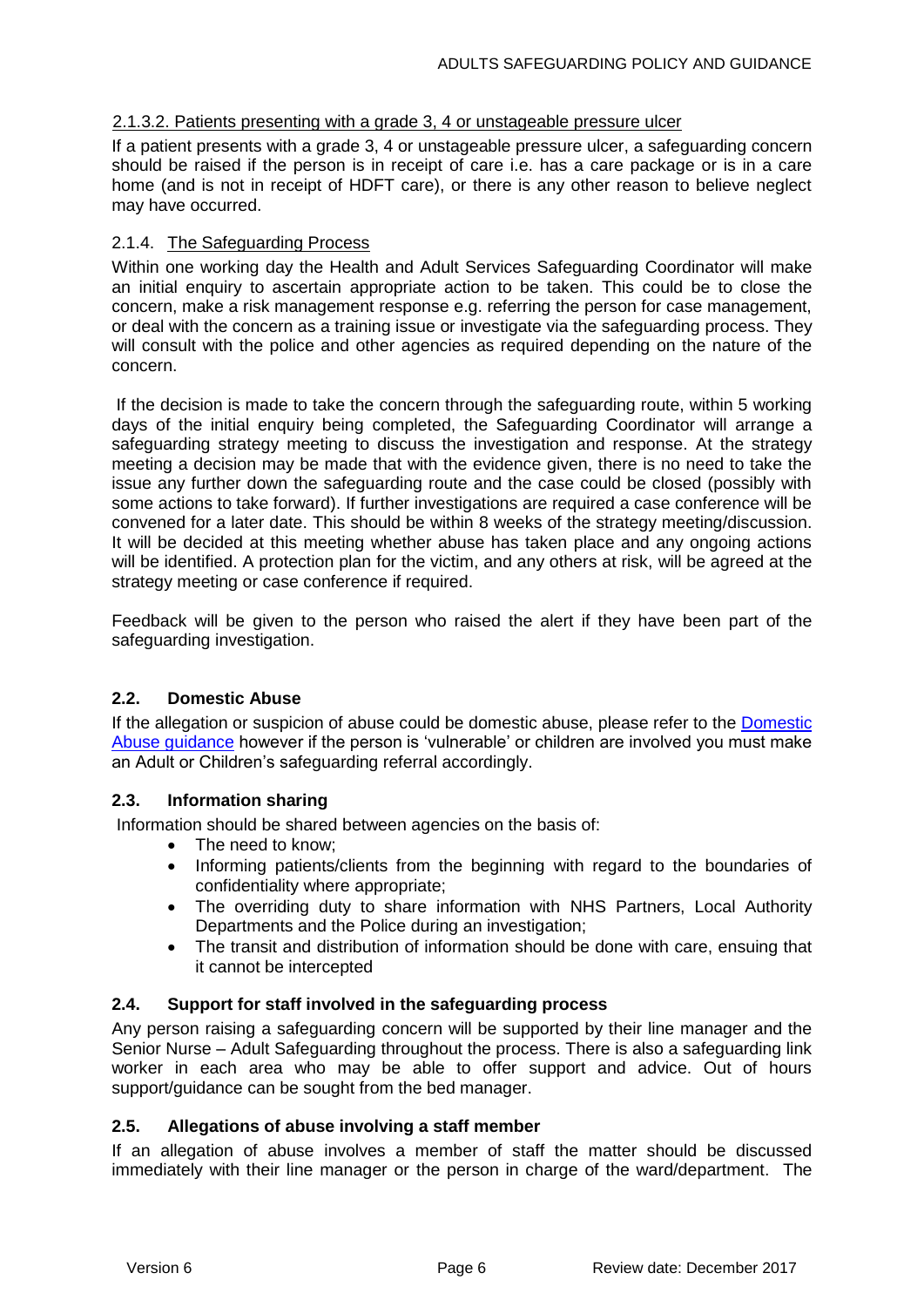#### 2.1.3.2. Patients presenting with a grade 3, 4 or unstageable pressure ulcer

If a patient presents with a grade 3, 4 or unstageable pressure ulcer, a safeguarding concern should be raised if the person is in receipt of care i.e. has a care package or is in a care home (and is not in receipt of HDFT care), or there is any other reason to believe neglect may have occurred.

### 2.1.4. The Safeguarding Process

Within one working day the Health and Adult Services Safeguarding Coordinator will make an initial enquiry to ascertain appropriate action to be taken. This could be to close the concern, make a risk management response e.g. referring the person for case management, or deal with the concern as a training issue or investigate via the safeguarding process. They will consult with the police and other agencies as required depending on the nature of the concern.

If the decision is made to take the concern through the safeguarding route, within 5 working days of the initial enquiry being completed, the Safeguarding Coordinator will arrange a safeguarding strategy meeting to discuss the investigation and response. At the strategy meeting a decision may be made that with the evidence given, there is no need to take the issue any further down the safeguarding route and the case could be closed (possibly with some actions to take forward). If further investigations are required a case conference will be convened for a later date. This should be within 8 weeks of the strategy meeting/discussion. It will be decided at this meeting whether abuse has taken place and any ongoing actions will be identified. A protection plan for the victim, and any others at risk, will be agreed at the strategy meeting or case conference if required.

Feedback will be given to the person who raised the alert if they have been part of the safeguarding investigation.

## 2.2. Domestic Abuse

If the allegation or suspicion of abuse could be domestic abuse, please refer to the Domestic Abuse guidance however if the person is 'vulnerable' or children are involved you must make an Adult or Children's safeguarding referral accordingly.

## 2.3. Information sharing

Information should be shared between agencies on the basis of:

- The need to know;
- Informing patients/clients from the beginning with regard to the boundaries of confidentiality where appropriate;
- The overriding duty to share information with NHS Partners, Local Authority Departments and the Police during an investigation;
- The transit and distribution of information should be done with care, ensuing that it cannot be intercepted

## 2.4. Support for staff involved in the safeguarding process

Any person raising a safeguarding concern will be supported by their line manager and the Senior Nurse – Adult Safeguarding throughout the process. There is also a safeguarding link worker in each area who may be able to offer support and advice. Out of hours support/guidance can be sought from the bed manager.

## 2.5. Allegations of abuse involving a staff member

If an allegation of abuse involves a member of staff the matter should be discussed immediately with their line manager or the person in charge of the ward/department. The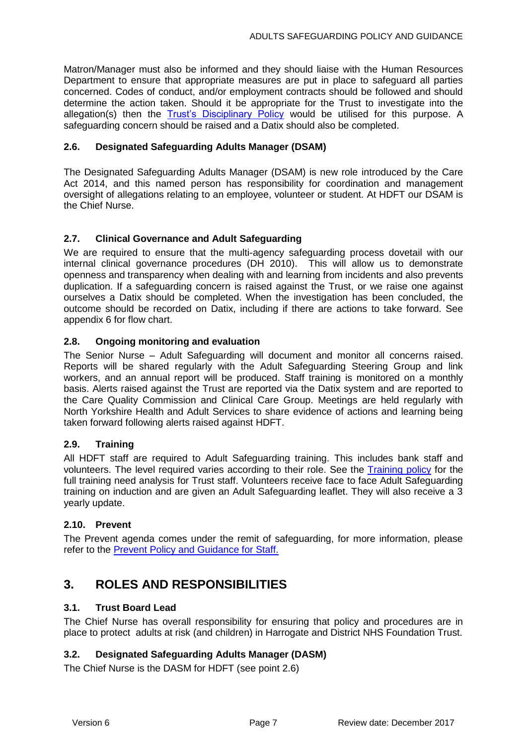Matron/Manager must also be informed and they should liaise with the Human Resources Department to ensure that appropriate measures are put in place to safeguard all parties concerned. Codes of conduct, and/or employment contracts should be followed and should determine the action taken. Should it be appropriate for the Trust to investigate into the allegation(s) then the Trust's Disciplinary Policy would be utilised for this purpose. A safeguarding concern should be raised and a Datix should also be completed.

### 2.6. Designated Safeguarding Adults Manager (DSAM)

The Designated Safeguarding Adults Manager (DSAM) is new role introduced by the Care Act 2014, and this named person has responsibility for coordination and management oversight of allegations relating to an employee, volunteer or student. At HDFT our DSAM is the Chief Nurse.

### 2.7. Clinical Governance and Adult Safeguarding

We are required to ensure that the multi-agency safeguarding process dovetail with our internal clinical governance procedures (DH 2010). This will allow us to demonstrate openness and transparency when dealing with and learning from incidents and also prevents duplication. If a safeguarding concern is raised against the Trust, or we raise one against ourselves a Datix should be completed. When the investigation has been concluded, the outcome should be recorded on Datix, including if there are actions to take forward. See appendix 6 for flow chart.

### 2.8. Ongoing monitoring and evaluation

The Senior Nurse – Adult Safeguarding will document and monitor all concerns raised. Reports will be shared regularly with the Adult Safeguarding Steering Group and link workers, and an annual report will be produced. Staff training is monitored on a monthly basis. Alerts raised against the Trust are reported via the Datix system and are reported to the Care Quality Commission and Clinical Care Group. Meetings are held regularly with North Yorkshire Health and Adult Services to share evidence of actions and learning being taken forward following alerts raised against HDFT.

### 2.9. Training

All HDFT staff are required to Adult Safeguarding training. This includes bank staff and volunteers. The level required varies according to their role. See the Training policy for the full training need analysis for Trust staff. Volunteers receive face to face Adult Safeguarding training on induction and are given an Adult Safeguarding leaflet. They will also receive a 3 yearly update.

### 2.10. Prevent

The Prevent agenda comes under the remit of safeguarding, for more information, please refer to the Prevent Policy and Guidance for Staff.

## 3. ROLES AND RESPONSIBILITIES

### 3.1. Trust Board Lead

The Chief Nurse has overall responsibility for ensuring that policy and procedures are in place to protect adults at risk (and children) in Harrogate and District NHS Foundation Trust.

### 3.2. Designated Safeguarding Adults Manager (DASM)

The Chief Nurse is the DASM for HDFT (see point 2.6)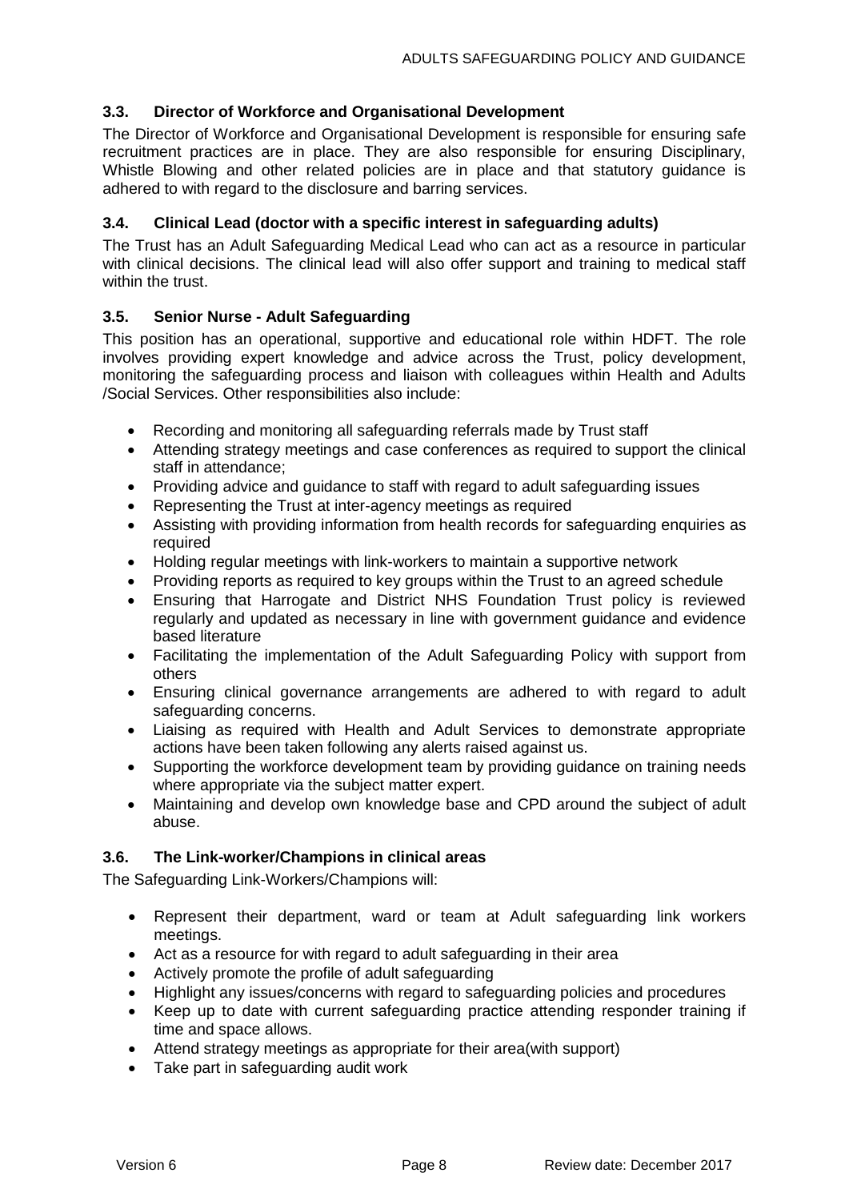### 3.3. Director of Workforce and Organisational Development

The Director of Workforce and Organisational Development is responsible for ensuring safe recruitment practices are in place. They are also responsible for ensuring Disciplinary, Whistle Blowing and other related policies are in place and that statutory guidance is adhered to with regard to the disclosure and barring services.

### 3.4. Clinical Lead (doctor with a specific interest in safeguarding adults)

The Trust has an Adult Safeguarding Medical Lead who can act as a resource in particular with clinical decisions. The clinical lead will also offer support and training to medical staff within the trust.

### 3.5. Senior Nurse - Adult Safeguarding

This position has an operational, supportive and educational role within HDFT. The role involves providing expert knowledge and advice across the Trust, policy development, monitoring the safeguarding process and liaison with colleagues within Health and Adults /Social Services. Other responsibilities also include:

- Recording and monitoring all safeguarding referrals made by Trust staff
- Attending strategy meetings and case conferences as required to support the clinical staff in attendance;
- Providing advice and guidance to staff with regard to adult safeguarding issues
- Representing the Trust at inter-agency meetings as required
- Assisting with providing information from health records for safeguarding enquiries as required
- Holding regular meetings with link-workers to maintain a supportive network
- Providing reports as required to key groups within the Trust to an agreed schedule
- Ensuring that Harrogate and District NHS Foundation Trust policy is reviewed regularly and updated as necessary in line with government guidance and evidence based literature
- Facilitating the implementation of the Adult Safeguarding Policy with support from others
- Ensuring clinical governance arrangements are adhered to with regard to adult safeguarding concerns.
- Liaising as required with Health and Adult Services to demonstrate appropriate actions have been taken following any alerts raised against us.
- Supporting the workforce development team by providing guidance on training needs where appropriate via the subject matter expert.
- Maintaining and develop own knowledge base and CPD around the subject of adult abuse.

### 3.6. The Link-worker/Champions in clinical areas

The Safeguarding Link-Workers/Champions will:

- Represent their department, ward or team at Adult safeguarding link workers meetings.
- Act as a resource for with regard to adult safeguarding in their area
- Actively promote the profile of adult safeguarding
- Highlight any issues/concerns with regard to safeguarding policies and procedures
- Keep up to date with current safeguarding practice attending responder training if time and space allows.
- Attend strategy meetings as appropriate for their area(with support)
- Take part in safeguarding audit work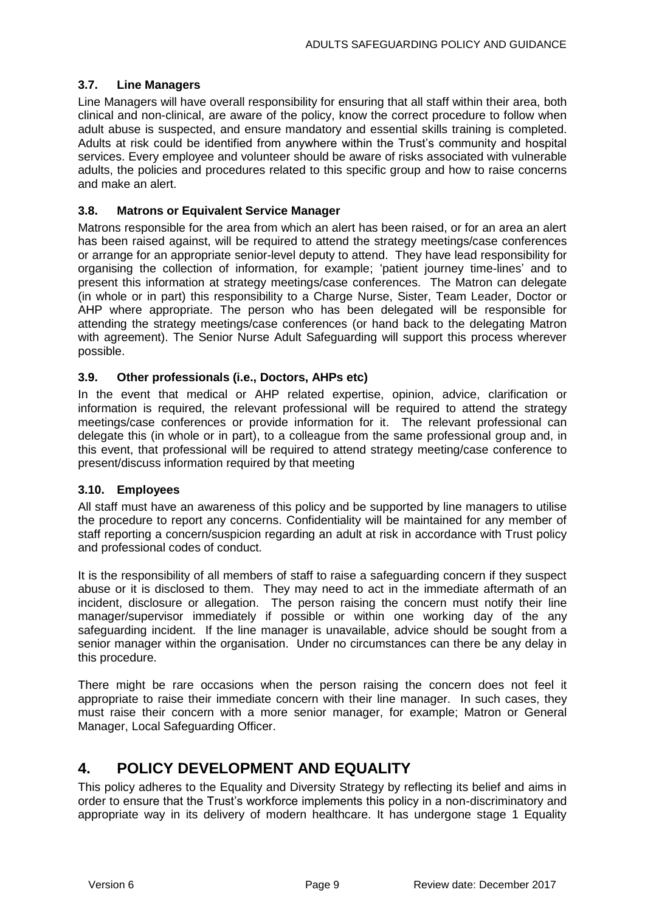### 3.7. Line Managers

Line Managers will have overall responsibility for ensuring that all staff within their area, both clinical and non-clinical, are aware of the policy, know the correct procedure to follow when adult abuse is suspected, and ensure mandatory and essential skills training is completed. Adults at risk could be identified from anywhere within the Trust's community and hospital services. Every employee and volunteer should be aware of risks associated with vulnerable adults, the policies and procedures related to this specific group and how to raise concerns and make an alert.

### 3.8. Matrons or Equivalent Service Manager

Matrons responsible for the area from which an alert has been raised, or for an area an alert has been raised against, will be required to attend the strategy meetings/case conferences or arrange for an appropriate senior-level deputy to attend. They have lead responsibility for organising the collection of information, for example; 'patient journey time-lines' and to present this information at strategy meetings/case conferences. The Matron can delegate (in whole or in part) this responsibility to a Charge Nurse, Sister, Team Leader, Doctor or AHP where appropriate. The person who has been delegated will be responsible for attending the strategy meetings/case conferences (or hand back to the delegating Matron with agreement). The Senior Nurse Adult Safeguarding will support this process wherever possible.

### 3.9. Other professionals (i.e., Doctors, AHPs etc)

In the event that medical or AHP related expertise, opinion, advice, clarification or information is required, the relevant professional will be required to attend the strategy meetings/case conferences or provide information for it. The relevant professional can delegate this (in whole or in part), to a colleague from the same professional group and, in this event, that professional will be required to attend strategy meeting/case conference to present/discuss information required by that meeting

### 3.10. Employees

All staff must have an awareness of this policy and be supported by line managers to utilise the procedure to report any concerns. Confidentiality will be maintained for any member of staff reporting a concern/suspicion regarding an adult at risk in accordance with Trust policy and professional codes of conduct.

It is the responsibility of all members of staff to raise a safeguarding concern if they suspect abuse or it is disclosed to them. They may need to act in the immediate aftermath of an incident, disclosure or allegation. The person raising the concern must notify their line manager/supervisor immediately if possible or within one working day of the any safeguarding incident. If the line manager is unavailable, advice should be sought from a senior manager within the organisation. Under no circumstances can there be any delay in this procedure.

There might be rare occasions when the person raising the concern does not feel it appropriate to raise their immediate concern with their line manager. In such cases, they must raise their concern with a more senior manager, for example; Matron or General Manager, Local Safeguarding Officer.

## 4. POLICY DEVELOPMENT AND EQUALITY

This policy adheres to the Equality and Diversity Strategy by reflecting its belief and aims in order to ensure that the Trust's workforce implements this policy in a non-discriminatory and appropriate way in its delivery of modern healthcare. It has undergone stage 1 Equality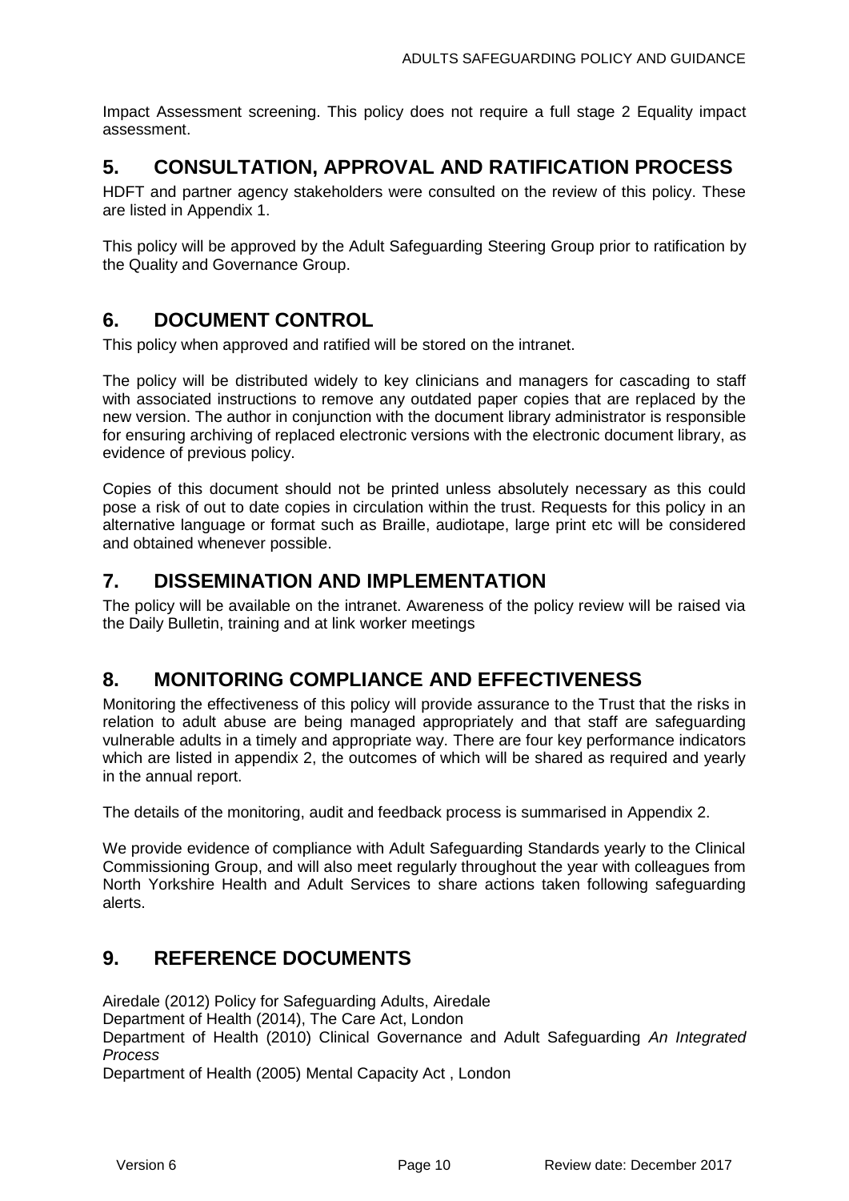Impact Assessment screening. This policy does not require a full stage 2 Equality impact assessment.

## 5. CONSULTATION, APPROVAL AND RATIFICATION PROCESS

HDFT and partner agency stakeholders were consulted on the review of this policy. These are listed in Appendix 1.

This policy will be approved by the Adult Safeguarding Steering Group prior to ratification by the Quality and Governance Group.

## 6. DOCUMENT CONTROL

This policy when approved and ratified will be stored on the intranet.

The policy will be distributed widely to key clinicians and managers for cascading to staff with associated instructions to remove any outdated paper copies that are replaced by the new version. The author in conjunction with the document library administrator is responsible for ensuring archiving of replaced electronic versions with the electronic document library, as evidence of previous policy.

Copies of this document should not be printed unless absolutely necessary as this could pose a risk of out to date copies in circulation within the trust. Requests for this policy in an alternative language or format such as Braille, audiotape, large print etc will be considered and obtained whenever possible.

## 7. DISSEMINATION AND IMPLEMENTATION

The policy will be available on the intranet. Awareness of the policy review will be raised via the Daily Bulletin, training and at link worker meetings

## 8. MONITORING COMPLIANCE AND EFFECTIVENESS

Monitoring the effectiveness of this policy will provide assurance to the Trust that the risks in relation to adult abuse are being managed appropriately and that staff are safeguarding vulnerable adults in a timely and appropriate way. There are four key performance indicators which are listed in appendix 2, the outcomes of which will be shared as required and yearly in the annual report.

The details of the monitoring, audit and feedback process is summarised in Appendix 2.

We provide evidence of compliance with Adult Safeguarding Standards yearly to the Clinical Commissioning Group, and will also meet regularly throughout the year with colleagues from North Yorkshire Health and Adult Services to share actions taken following safeguarding alerts.

## 9. REFERENCE DOCUMENTS

Airedale (2012) Policy for Safeguarding Adults, Airedale
Department of Health (2014), The Care Act, London
Department of Health (2010) Clinical Governance and Adult Safeguarding *An Integrated Process*
Department of Health (2005) Mental Capacity Act , London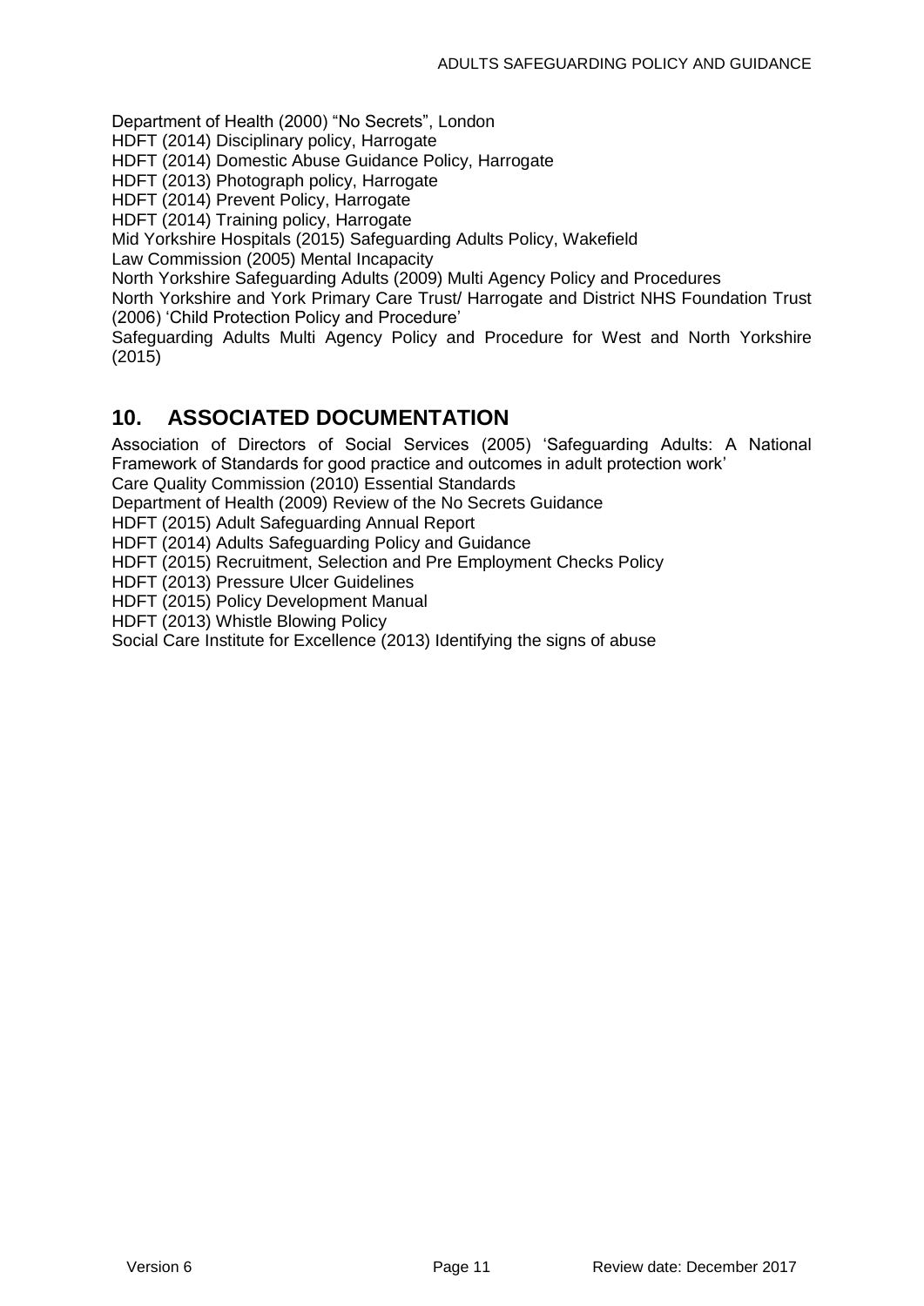Department of Health (2000) "No Secrets", London
HDFT (2014) Disciplinary policy, Harrogate
HDFT (2014) Domestic Abuse Guidance Policy, Harrogate
HDFT (2013) Photograph policy, Harrogate
HDFT (2014) Prevent Policy, Harrogate
HDFT (2014) Training policy, Harrogate
Mid Yorkshire Hospitals (2015) Safeguarding Adults Policy, Wakefield
Law Commission (2005) Mental Incapacity
North Yorkshire Safeguarding Adults (2009) Multi Agency Policy and Procedures
North Yorkshire and York Primary Care Trust/ Harrogate and District NHS Foundation Trust (2006) 'Child Protection Policy and Procedure'
Safeguarding Adults Multi Agency Policy and Procedure for West and North Yorkshire (2015)

## 10. ASSOCIATED DOCUMENTATION

Association of Directors of Social Services (2005) 'Safeguarding Adults: A National Framework of Standards for good practice and outcomes in adult protection work'
Care Quality Commission (2010) Essential Standards
Department of Health (2009) Review of the No Secrets Guidance
HDFT (2015) Adult Safeguarding Annual Report
HDFT (2014) Adults Safeguarding Policy and Guidance
HDFT (2015) Recruitment, Selection and Pre Employment Checks Policy
HDFT (2013) Pressure Ulcer Guidelines
HDFT (2015) Policy Development Manual
HDFT (2013) Whistle Blowing Policy
Social Care Institute for Excellence (2013) Identifying the signs of abuse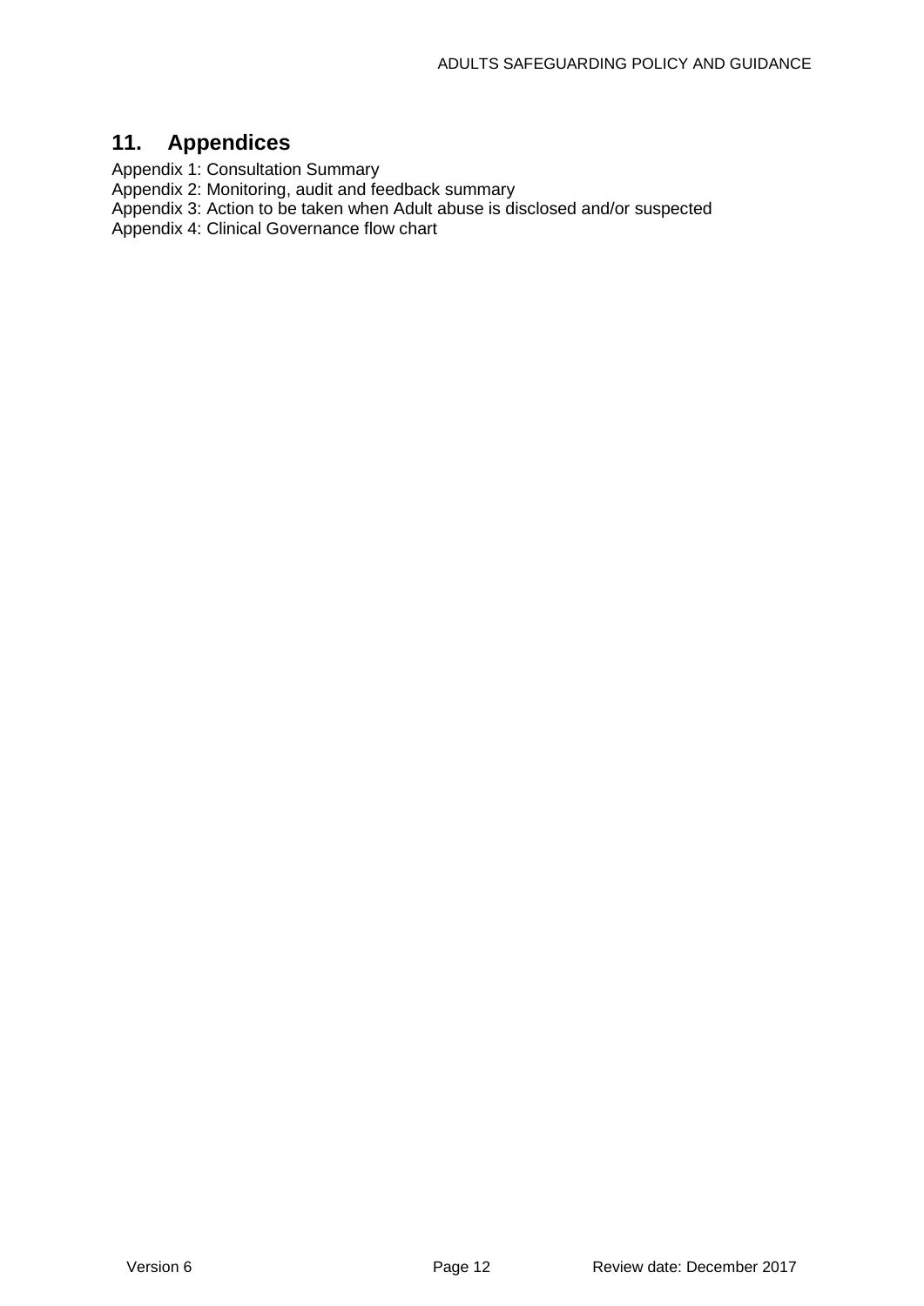## 11. Appendices

Appendix 1: Consultation Summary
Appendix 2: Monitoring, audit and feedback summary
Appendix 3: Action to be taken when Adult abuse is disclosed and/or suspected
Appendix 4: Clinical Governance flow chart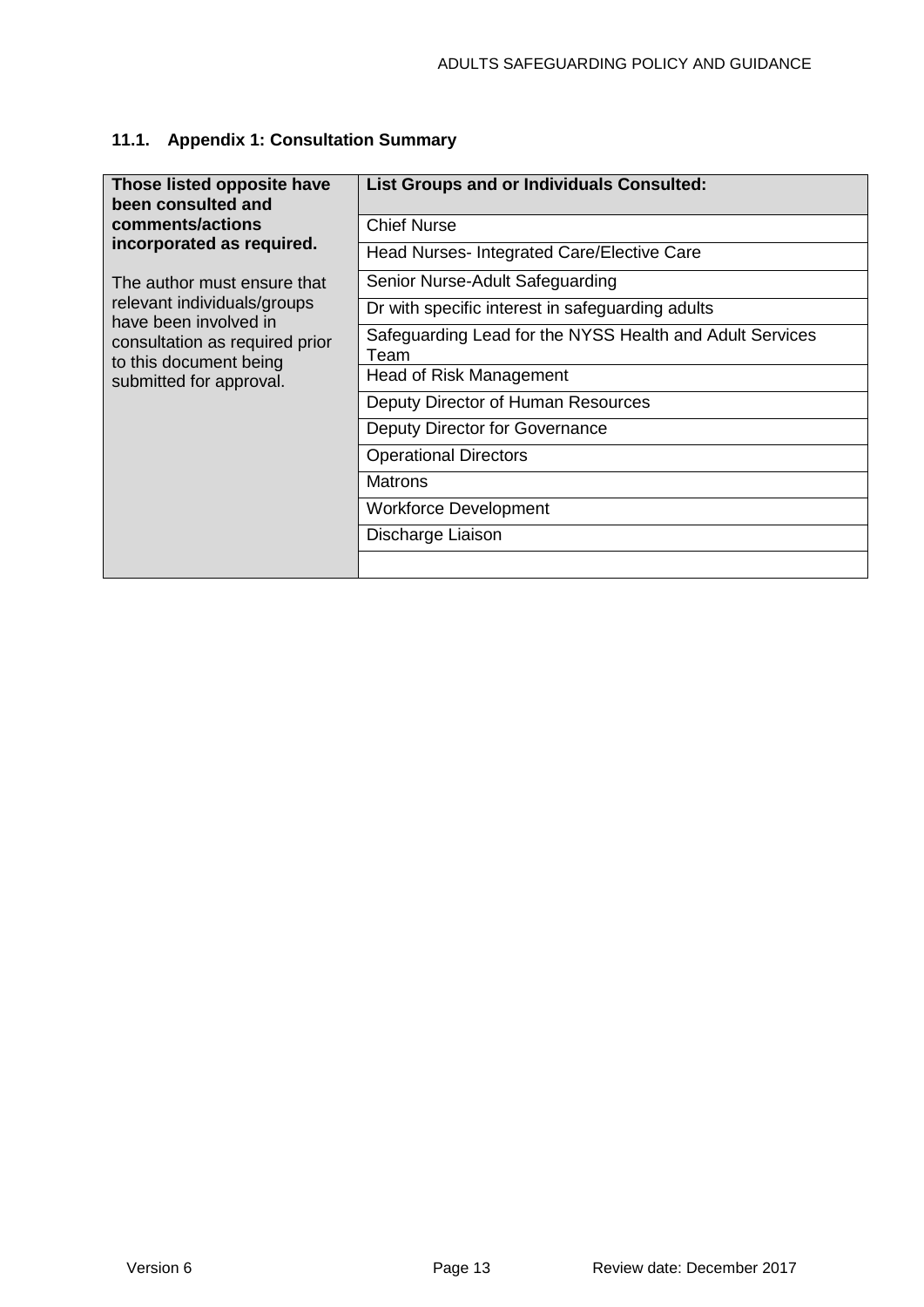### 11.1. Appendix 1: Consultation Summary

| **Those listed opposite have been consulted and comments/actions incorporated as required.** The author must ensure that relevant individuals/groups have been involved in consultation as required prior to this document being submitted for approval. | **List Groups and or Individuals Consulted:** |
|---|---|
| | Chief Nurse |
| | Head Nurses- Integrated Care/Elective Care |
| | Senior Nurse-Adult Safeguarding |
| | Dr with specific interest in safeguarding adults |
| | Safeguarding Lead for the NYSS Health and Adult Services Team |
| | Head of Risk Management |
| | Deputy Director of Human Resources |
| | Deputy Director for Governance |
| | Operational Directors |
| | Matrons |
| | Workforce Development |
| | Discharge Liaison |
| | |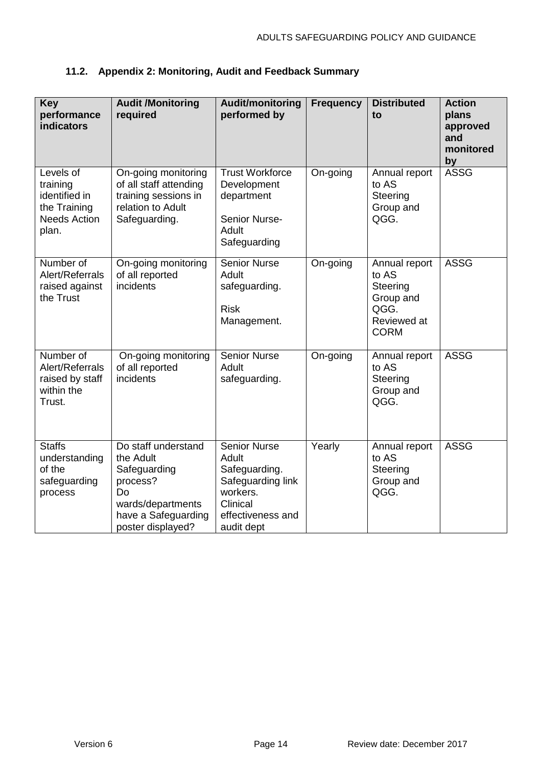### 11.2. Appendix 2: Monitoring, Audit and Feedback Summary

| Key performance indicators | Audit /Monitoring required | Audit/monitoring performed by | Frequency | Distributed to | Action plans approved and monitored by |
|---|---|---|---|---|---|
| Levels of training identified in the Training Needs Action plan. | On-going monitoring of all staff attending training sessions in relation to Adult Safeguarding. | Trust Workforce Development department<br><br>Senior Nurse-Adult Safeguarding | On-going | Annual report to AS Steering Group and QGG. | ASSG |
| Number of Alert/Referrals raised against the Trust | On-going monitoring of all reported incidents | Senior Nurse Adult safeguarding.<br><br>Risk Management. | On-going | Annual report to AS Steering Group and QGG. Reviewed at CORM | ASSG |
| Number of Alert/Referrals raised by staff within the Trust. | On-going monitoring of all reported incidents | Senior Nurse Adult safeguarding. | On-going | Annual report to AS Steering Group and QGG. | ASSG |
| Staffs understanding of the safeguarding process | Do staff understand the Adult Safeguarding process?<br>Do wards/departments have a Safeguarding poster displayed? | Senior Nurse Adult Safeguarding. Safeguarding link workers. Clinical effectiveness and audit dept | Yearly | Annual report to AS Steering Group and QGG. | ASSG |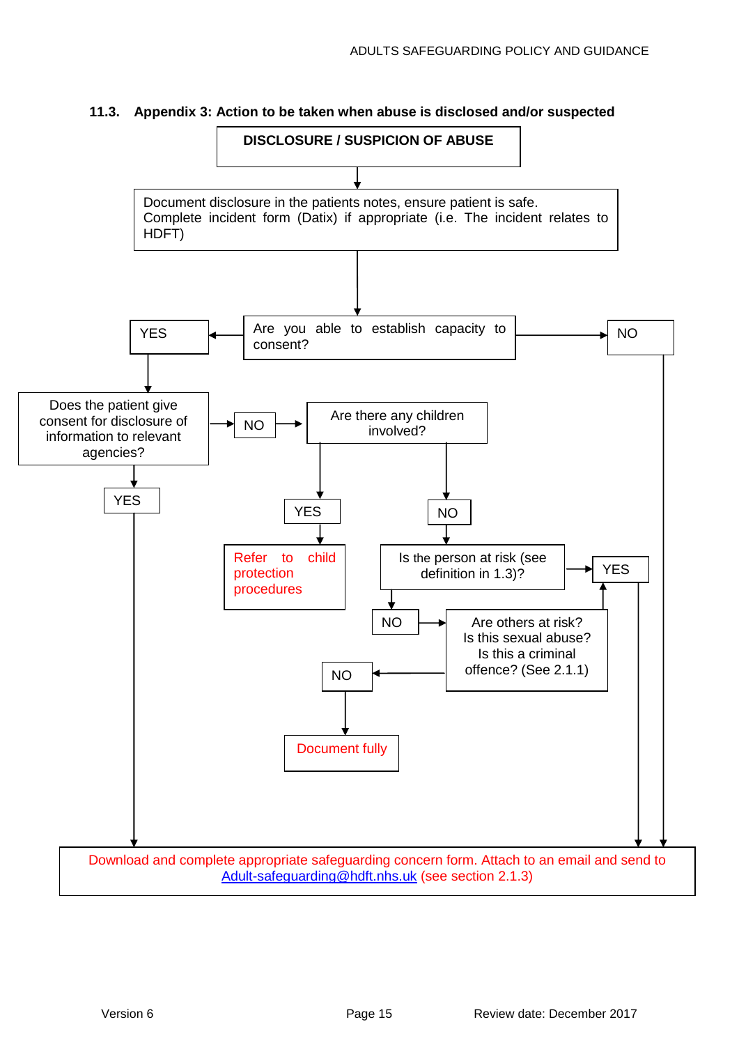### 11.3. Appendix 3: Action to be taken when abuse is disclosed and/or suspected

**DISCLOSURE / SUSPICION OF ABUSE**

↓

Document disclosure in the patients notes, ensure patient is safe. Complete incident form (Datix) if appropriate (i.e. The incident relates to HDFT)

↓

Are you able to establish capacity to consent?

- **YES** → Does the patient give consent for disclosure of information to relevant agencies?
  - **YES** → Download and complete appropriate safeguarding concern form (see below)
  - **NO** → Are there any children involved?
    - **YES** → Refer to child protection procedures
    - **NO** → Is the person at risk (see definition in 1.3)?
      - **YES** → Download and complete appropriate safeguarding concern form (see below)
      - **NO** → Are others at risk? Is this sexual abuse? Is this a criminal offence? (See 2.1.1)
        - **YES** → Download and complete appropriate safeguarding concern form (see below)
        - **NO** → Document fully
- **NO** → Download and complete appropriate safeguarding concern form (see below)

Download and complete appropriate safeguarding concern form. Attach to an email and send to Adult-safeguarding@hdft.nhs.uk (see section 2.1.3)

Version 6 | Review date: December 2017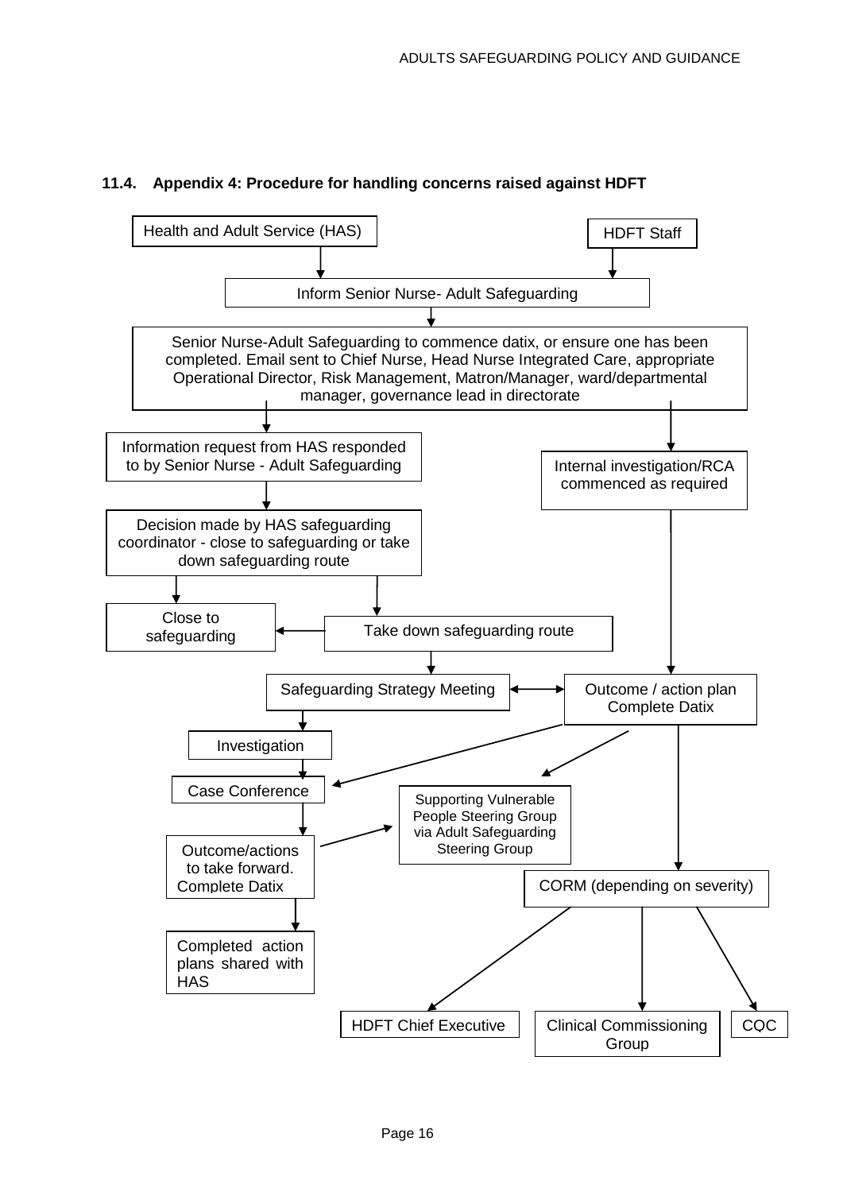### 11.4. Appendix 4: Procedure for handling concerns raised against HDFT

Health and Adult Service (HAS)

HDFT Staff

Inform Senior Nurse- Adult Safeguarding

Senior Nurse-Adult Safeguarding to commence datix, or ensure one has been completed. Email sent to Chief Nurse, Head Nurse Integrated Care, appropriate Operational Director, Risk Management, Matron/Manager, ward/departmental manager, governance lead in directorate

Information request from HAS responded to by Senior Nurse - Adult Safeguarding

Internal investigation/RCA commenced as required

Decision made by HAS safeguarding coordinator - close to safeguarding or take down safeguarding route

Close to safeguarding

Take down safeguarding route

Safeguarding Strategy Meeting

Outcome / action plan Complete Datix

Investigation

Case Conference

Supporting Vulnerable People Steering Group via Adult Safeguarding Steering Group

Outcome/actions to take forward. Complete Datix

CORM (depending on severity)

Completed action plans shared with HAS

HDFT Chief Executive

Clinical Commissioning Group

CQC